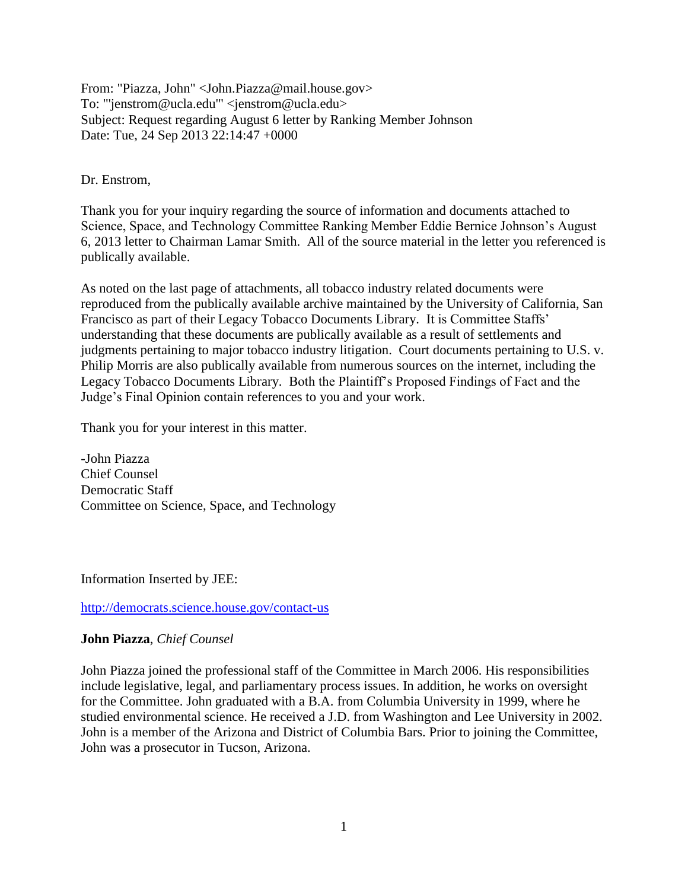From: "Piazza, John" <John.Piazza@mail.house.gov>
To: "'jenstrom@ucla.edu'" <jenstrom@ucla.edu>
Subject: Request regarding August 6 letter by Ranking Member Johnson
Date: Tue, 24 Sep 2013 22:14:47 +0000

Dr. Enstrom,

Thank you for your inquiry regarding the source of information and documents attached to Science, Space, and Technology Committee Ranking Member Eddie Bernice Johnson's August 6, 2013 letter to Chairman Lamar Smith. All of the source material in the letter you referenced is publically available.

As noted on the last page of attachments, all tobacco industry related documents were reproduced from the publically available archive maintained by the University of California, San Francisco as part of their Legacy Tobacco Documents Library. It is Committee Staffs' understanding that these documents are publically available as a result of settlements and judgments pertaining to major tobacco industry litigation. Court documents pertaining to U.S. v. Philip Morris are also publically available from numerous sources on the internet, including the Legacy Tobacco Documents Library. Both the Plaintiff's Proposed Findings of Fact and the Judge's Final Opinion contain references to you and your work.

Thank you for your interest in this matter.

-John Piazza
Chief Counsel
Democratic Staff
Committee on Science, Space, and Technology

Information Inserted by JEE:

http://democrats.science.house.gov/contact-us

**John Piazza**, *Chief Counsel*

John Piazza joined the professional staff of the Committee in March 2006. His responsibilities include legislative, legal, and parliamentary process issues. In addition, he works on oversight for the Committee. John graduated with a B.A. from Columbia University in 1999, where he studied environmental science. He received a J.D. from Washington and Lee University in 2002. John is a member of the Arizona and District of Columbia Bars. Prior to joining the Committee, John was a prosecutor in Tucson, Arizona.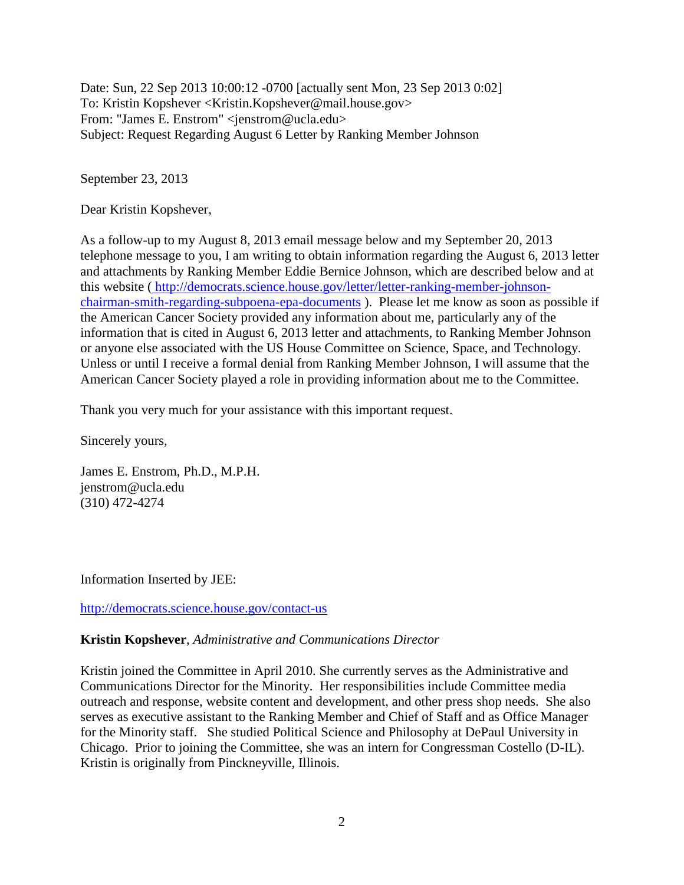Date: Sun, 22 Sep 2013 10:00:12 -0700 [actually sent Mon, 23 Sep 2013 0:02]
To: Kristin Kopshever <Kristin.Kopshever@mail.house.gov>
From: "James E. Enstrom" <jenstrom@ucla.edu>
Subject: Request Regarding August 6 Letter by Ranking Member Johnson

September 23, 2013

Dear Kristin Kopshever,

As a follow-up to my August 8, 2013 email message below and my September 20, 2013 telephone message to you, I am writing to obtain information regarding the August 6, 2013 letter and attachments by Ranking Member Eddie Bernice Johnson, which are described below and at this website ( http://democrats.science.house.gov/letter/letter-ranking-member-johnson-chairman-smith-regarding-subpoena-epa-documents ). Please let me know as soon as possible if the American Cancer Society provided any information about me, particularly any of the information that is cited in August 6, 2013 letter and attachments, to Ranking Member Johnson or anyone else associated with the US House Committee on Science, Space, and Technology. Unless or until I receive a formal denial from Ranking Member Johnson, I will assume that the American Cancer Society played a role in providing information about me to the Committee.

Thank you very much for your assistance with this important request.

Sincerely yours,

James E. Enstrom, Ph.D., M.P.H.
jenstrom@ucla.edu
(310) 472-4274

Information Inserted by JEE:

http://democrats.science.house.gov/contact-us

**Kristin Kopshever**, *Administrative and Communications Director*

Kristin joined the Committee in April 2010. She currently serves as the Administrative and Communications Director for the Minority. Her responsibilities include Committee media outreach and response, website content and development, and other press shop needs. She also serves as executive assistant to the Ranking Member and Chief of Staff and as Office Manager for the Minority staff. She studied Political Science and Philosophy at DePaul University in Chicago. Prior to joining the Committee, she was an intern for Congressman Costello (D-IL). Kristin is originally from Pinckneyville, Illinois.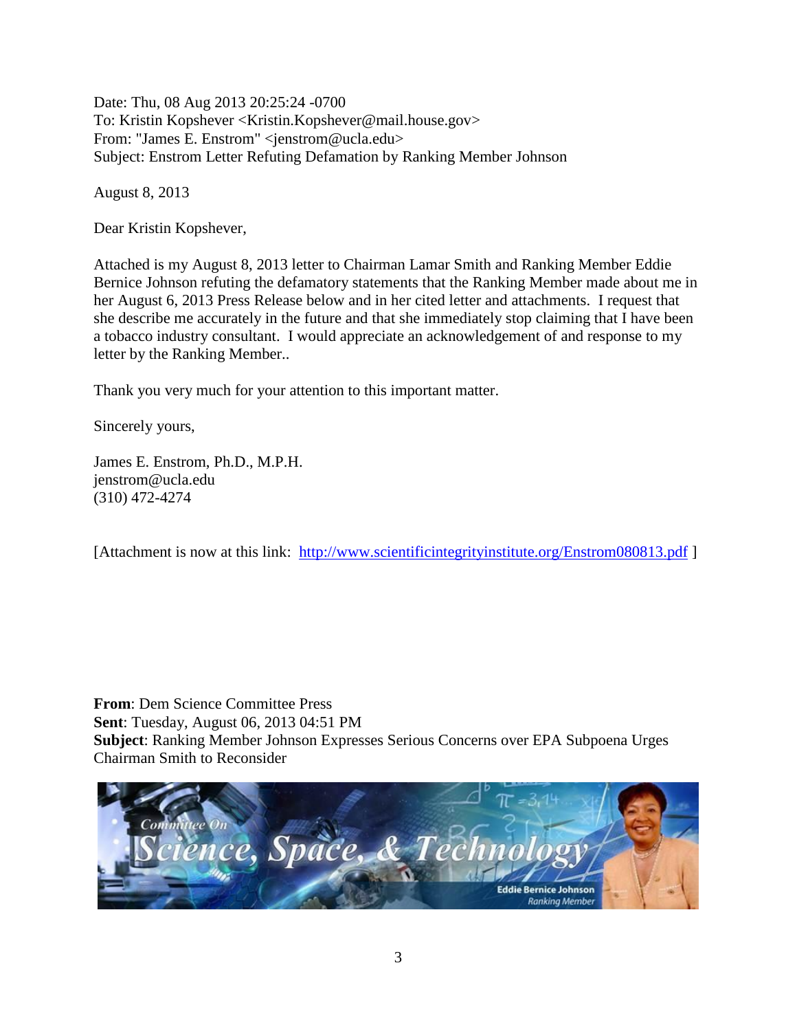Date: Thu, 08 Aug 2013 20:25:24 -0700
To: Kristin Kopshever <Kristin.Kopshever@mail.house.gov>
From: "James E. Enstrom" <jenstrom@ucla.edu>
Subject: Enstrom Letter Refuting Defamation by Ranking Member Johnson

August 8, 2013

Dear Kristin Kopshever,

Attached is my August 8, 2013 letter to Chairman Lamar Smith and Ranking Member Eddie Bernice Johnson refuting the defamatory statements that the Ranking Member made about me in her August 6, 2013 Press Release below and in her cited letter and attachments. I request that she describe me accurately in the future and that she immediately stop claiming that I have been a tobacco industry consultant. I would appreciate an acknowledgement of and response to my letter by the Ranking Member..

Thank you very much for your attention to this important matter.

Sincerely yours,

James E. Enstrom, Ph.D., M.P.H.
jenstrom@ucla.edu
(310) 472-4274

[Attachment is now at this link: http://www.scientificintegrityinstitute.org/Enstrom080813.pdf ]

**From**: Dem Science Committee Press
**Sent**: Tuesday, August 06, 2013 04:51 PM
**Subject**: Ranking Member Johnson Expresses Serious Concerns over EPA Subpoena Urges Chairman Smith to Reconsider

Committee On Science, Space, & Technology
Eddie Bernice Johnson
Ranking Member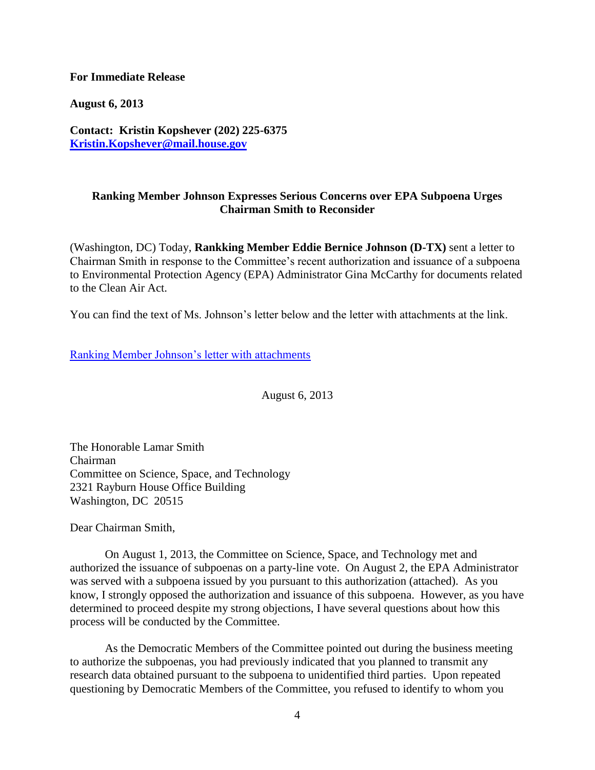**For Immediate Release**

**August 6, 2013**

**Contact: Kristin Kopshever (202) 225-6375**
**[Kristin.Kopshever@mail.house.gov](mailto:Kristin.Kopshever@mail.house.gov)**

**Ranking Member Johnson Expresses Serious Concerns over EPA Subpoena Urges Chairman Smith to Reconsider**

(Washington, DC) Today, **Rankking Member Eddie Bernice Johnson (D-TX)** sent a letter to Chairman Smith in response to the Committee's recent authorization and issuance of a subpoena to Environmental Protection Agency (EPA) Administrator Gina McCarthy for documents related to the Clean Air Act.

You can find the text of Ms. Johnson's letter below and the letter with attachments at the link.

Ranking Member Johnson's letter with attachments

August 6, 2013

The Honorable Lamar Smith
Chairman
Committee on Science, Space, and Technology
2321 Rayburn House Office Building
Washington, DC 20515

Dear Chairman Smith,

On August 1, 2013, the Committee on Science, Space, and Technology met and authorized the issuance of subpoenas on a party-line vote. On August 2, the EPA Administrator was served with a subpoena issued by you pursuant to this authorization (attached). As you know, I strongly opposed the authorization and issuance of this subpoena. However, as you have determined to proceed despite my strong objections, I have several questions about how this process will be conducted by the Committee.

As the Democratic Members of the Committee pointed out during the business meeting to authorize the subpoenas, you had previously indicated that you planned to transmit any research data obtained pursuant to the subpoena to unidentified third parties. Upon repeated questioning by Democratic Members of the Committee, you refused to identify to whom you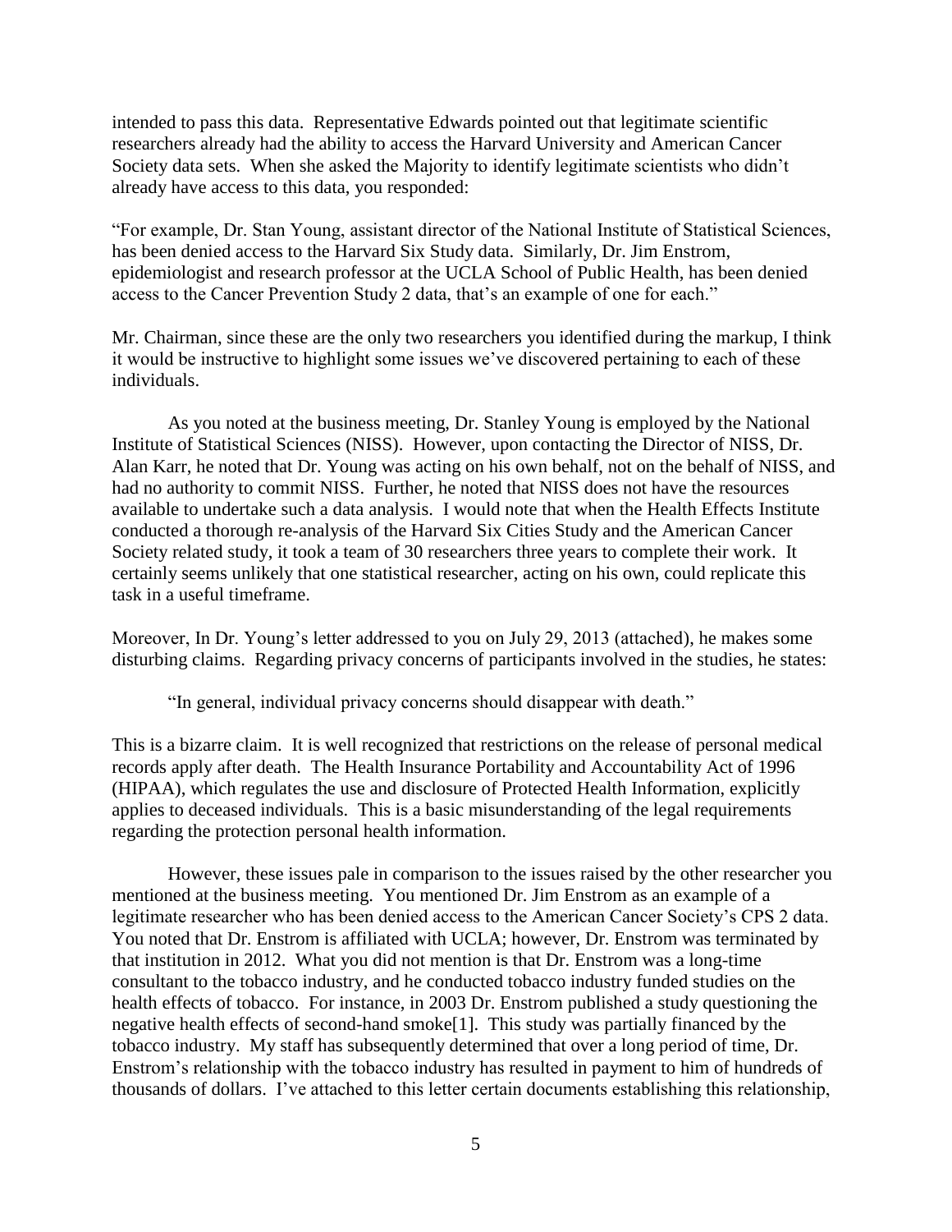intended to pass this data. Representative Edwards pointed out that legitimate scientific researchers already had the ability to access the Harvard University and American Cancer Society data sets. When she asked the Majority to identify legitimate scientists who didn't already have access to this data, you responded:

"For example, Dr. Stan Young, assistant director of the National Institute of Statistical Sciences, has been denied access to the Harvard Six Study data. Similarly, Dr. Jim Enstrom, epidemiologist and research professor at the UCLA School of Public Health, has been denied access to the Cancer Prevention Study 2 data, that's an example of one for each."

Mr. Chairman, since these are the only two researchers you identified during the markup, I think it would be instructive to highlight some issues we've discovered pertaining to each of these individuals.

As you noted at the business meeting, Dr. Stanley Young is employed by the National Institute of Statistical Sciences (NISS). However, upon contacting the Director of NISS, Dr. Alan Karr, he noted that Dr. Young was acting on his own behalf, not on the behalf of NISS, and had no authority to commit NISS. Further, he noted that NISS does not have the resources available to undertake such a data analysis. I would note that when the Health Effects Institute conducted a thorough re-analysis of the Harvard Six Cities Study and the American Cancer Society related study, it took a team of 30 researchers three years to complete their work. It certainly seems unlikely that one statistical researcher, acting on his own, could replicate this task in a useful timeframe.

Moreover, In Dr. Young's letter addressed to you on July 29, 2013 (attached), he makes some disturbing claims. Regarding privacy concerns of participants involved in the studies, he states:

> "In general, individual privacy concerns should disappear with death."

This is a bizarre claim. It is well recognized that restrictions on the release of personal medical records apply after death. The Health Insurance Portability and Accountability Act of 1996 (HIPAA), which regulates the use and disclosure of Protected Health Information, explicitly applies to deceased individuals. This is a basic misunderstanding of the legal requirements regarding the protection personal health information.

However, these issues pale in comparison to the issues raised by the other researcher you mentioned at the business meeting. You mentioned Dr. Jim Enstrom as an example of a legitimate researcher who has been denied access to the American Cancer Society's CPS 2 data. You noted that Dr. Enstrom is affiliated with UCLA; however, Dr. Enstrom was terminated by that institution in 2012. What you did not mention is that Dr. Enstrom was a long-time consultant to the tobacco industry, and he conducted tobacco industry funded studies on the health effects of tobacco. For instance, in 2003 Dr. Enstrom published a study questioning the negative health effects of second-hand smoke[1]. This study was partially financed by the tobacco industry. My staff has subsequently determined that over a long period of time, Dr. Enstrom's relationship with the tobacco industry has resulted in payment to him of hundreds of thousands of dollars. I've attached to this letter certain documents establishing this relationship,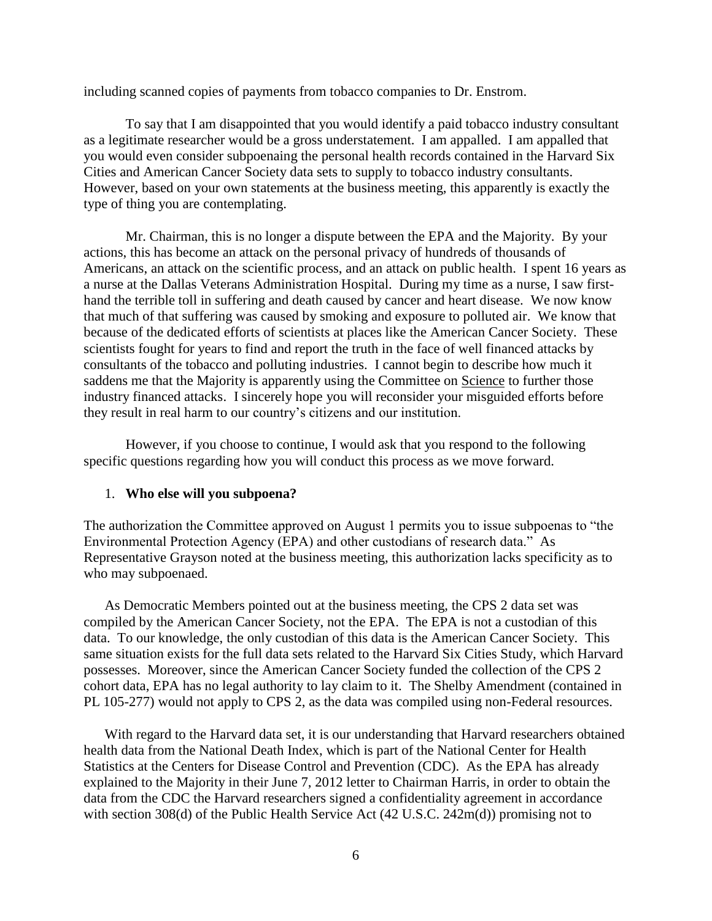including scanned copies of payments from tobacco companies to Dr. Enstrom.

To say that I am disappointed that you would identify a paid tobacco industry consultant as a legitimate researcher would be a gross understatement. I am appalled. I am appalled that you would even consider subpoenaing the personal health records contained in the Harvard Six Cities and American Cancer Society data sets to supply to tobacco industry consultants. However, based on your own statements at the business meeting, this apparently is exactly the type of thing you are contemplating.

Mr. Chairman, this is no longer a dispute between the EPA and the Majority. By your actions, this has become an attack on the personal privacy of hundreds of thousands of Americans, an attack on the scientific process, and an attack on public health. I spent 16 years as a nurse at the Dallas Veterans Administration Hospital. During my time as a nurse, I saw first-hand the terrible toll in suffering and death caused by cancer and heart disease. We now know that much of that suffering was caused by smoking and exposure to polluted air. We know that because of the dedicated efforts of scientists at places like the American Cancer Society. These scientists fought for years to find and report the truth in the face of well financed attacks by consultants of the tobacco and polluting industries. I cannot begin to describe how much it saddens me that the Majority is apparently using the Committee on <u>Science</u> to further those industry financed attacks. I sincerely hope you will reconsider your misguided efforts before they result in real harm to our country's citizens and our institution.

However, if you choose to continue, I would ask that you respond to the following specific questions regarding how you will conduct this process as we move forward.

1. **Who else will you subpoena?**

The authorization the Committee approved on August 1 permits you to issue subpoenas to "the Environmental Protection Agency (EPA) and other custodians of research data." As Representative Grayson noted at the business meeting, this authorization lacks specificity as to who may subpoenaed.

As Democratic Members pointed out at the business meeting, the CPS 2 data set was compiled by the American Cancer Society, not the EPA. The EPA is not a custodian of this data. To our knowledge, the only custodian of this data is the American Cancer Society. This same situation exists for the full data sets related to the Harvard Six Cities Study, which Harvard possesses. Moreover, since the American Cancer Society funded the collection of the CPS 2 cohort data, EPA has no legal authority to lay claim to it. The Shelby Amendment (contained in PL 105-277) would not apply to CPS 2, as the data was compiled using non-Federal resources.

With regard to the Harvard data set, it is our understanding that Harvard researchers obtained health data from the National Death Index, which is part of the National Center for Health Statistics at the Centers for Disease Control and Prevention (CDC). As the EPA has already explained to the Majority in their June 7, 2012 letter to Chairman Harris, in order to obtain the data from the CDC the Harvard researchers signed a confidentiality agreement in accordance with section 308(d) of the Public Health Service Act (42 U.S.C. 242m(d)) promising not to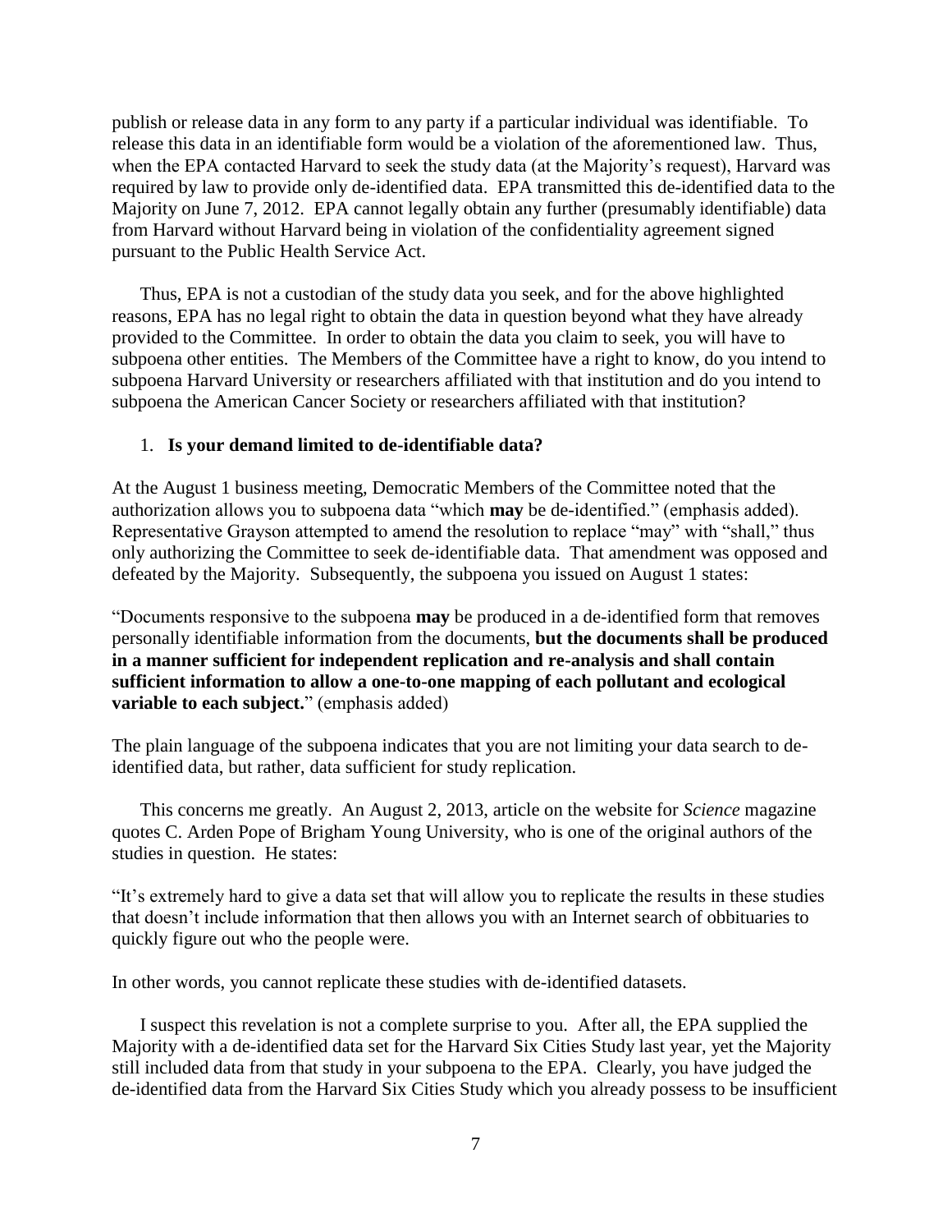publish or release data in any form to any party if a particular individual was identifiable. To release this data in an identifiable form would be a violation of the aforementioned law. Thus, when the EPA contacted Harvard to seek the study data (at the Majority's request), Harvard was required by law to provide only de-identified data. EPA transmitted this de-identified data to the Majority on June 7, 2012. EPA cannot legally obtain any further (presumably identifiable) data from Harvard without Harvard being in violation of the confidentiality agreement signed pursuant to the Public Health Service Act.

Thus, EPA is not a custodian of the study data you seek, and for the above highlighted reasons, EPA has no legal right to obtain the data in question beyond what they have already provided to the Committee. In order to obtain the data you claim to seek, you will have to subpoena other entities. The Members of the Committee have a right to know, do you intend to subpoena Harvard University or researchers affiliated with that institution and do you intend to subpoena the American Cancer Society or researchers affiliated with that institution?

1. **Is your demand limited to de-identifiable data?**

At the August 1 business meeting, Democratic Members of the Committee noted that the authorization allows you to subpoena data "which **may** be de-identified." (emphasis added). Representative Grayson attempted to amend the resolution to replace "may" with "shall," thus only authorizing the Committee to seek de-identifiable data. That amendment was opposed and defeated by the Majority. Subsequently, the subpoena you issued on August 1 states:

"Documents responsive to the subpoena **may** be produced in a de-identified form that removes personally identifiable information from the documents, **but the documents shall be produced in a manner sufficient for independent replication and re-analysis and shall contain sufficient information to allow a one-to-one mapping of each pollutant and ecological variable to each subject.**" (emphasis added)

The plain language of the subpoena indicates that you are not limiting your data search to de-identified data, but rather, data sufficient for study replication.

This concerns me greatly. An August 2, 2013, article on the website for *Science* magazine quotes C. Arden Pope of Brigham Young University, who is one of the original authors of the studies in question. He states:

"It's extremely hard to give a data set that will allow you to replicate the results in these studies that doesn't include information that then allows you with an Internet search of obbituaries to quickly figure out who the people were.

In other words, you cannot replicate these studies with de-identified datasets.

I suspect this revelation is not a complete surprise to you. After all, the EPA supplied the Majority with a de-identified data set for the Harvard Six Cities Study last year, yet the Majority still included data from that study in your subpoena to the EPA. Clearly, you have judged the de-identified data from the Harvard Six Cities Study which you already possess to be insufficient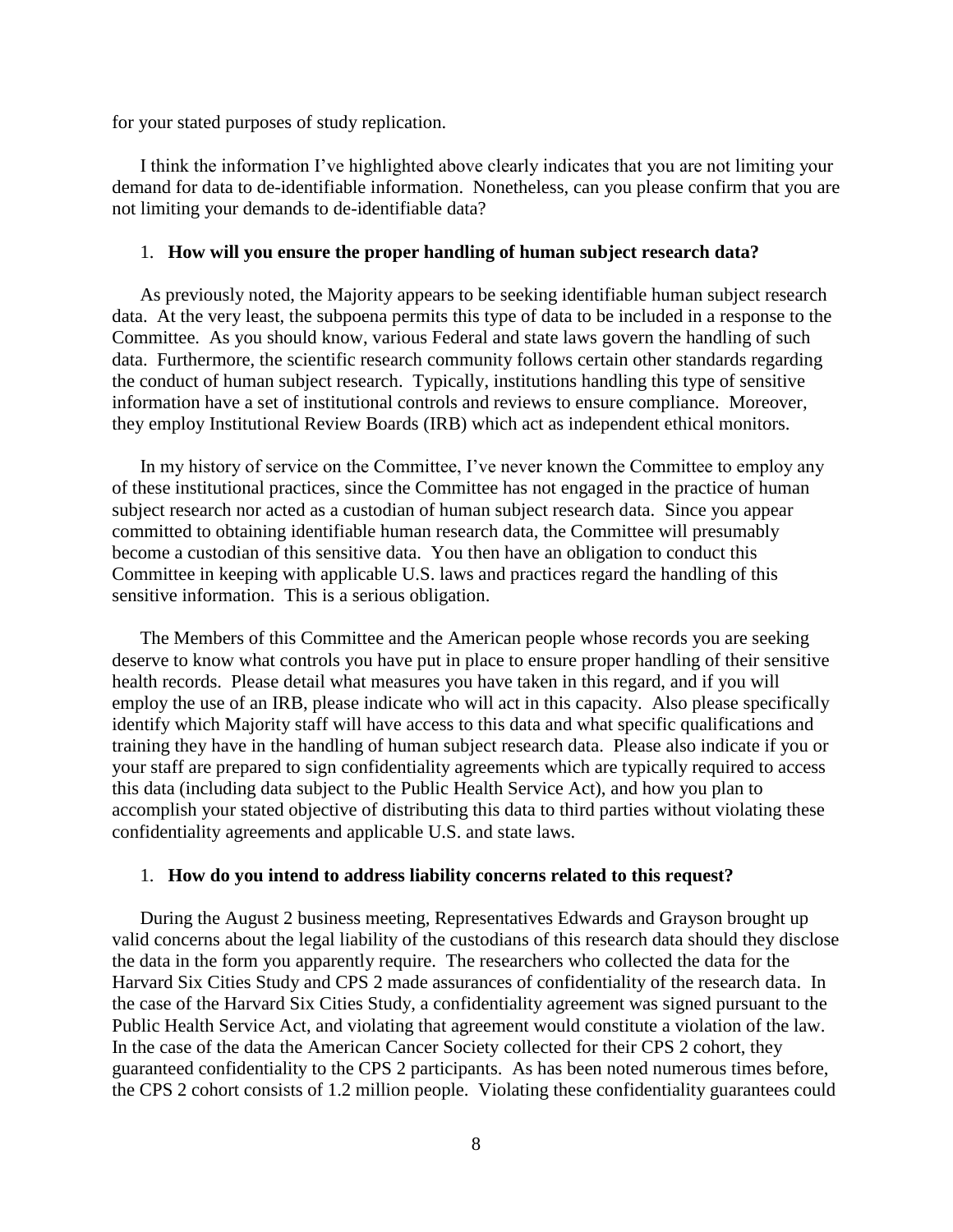for your stated purposes of study replication.

I think the information I've highlighted above clearly indicates that you are not limiting your demand for data to de-identifiable information. Nonetheless, can you please confirm that you are not limiting your demands to de-identifiable data?

1. **How will you ensure the proper handling of human subject research data?**

As previously noted, the Majority appears to be seeking identifiable human subject research data. At the very least, the subpoena permits this type of data to be included in a response to the Committee. As you should know, various Federal and state laws govern the handling of such data. Furthermore, the scientific research community follows certain other standards regarding the conduct of human subject research. Typically, institutions handling this type of sensitive information have a set of institutional controls and reviews to ensure compliance. Moreover, they employ Institutional Review Boards (IRB) which act as independent ethical monitors.

In my history of service on the Committee, I've never known the Committee to employ any of these institutional practices, since the Committee has not engaged in the practice of human subject research nor acted as a custodian of human subject research data. Since you appear committed to obtaining identifiable human research data, the Committee will presumably become a custodian of this sensitive data. You then have an obligation to conduct this Committee in keeping with applicable U.S. laws and practices regard the handling of this sensitive information. This is a serious obligation.

The Members of this Committee and the American people whose records you are seeking deserve to know what controls you have put in place to ensure proper handling of their sensitive health records. Please detail what measures you have taken in this regard, and if you will employ the use of an IRB, please indicate who will act in this capacity. Also please specifically identify which Majority staff will have access to this data and what specific qualifications and training they have in the handling of human subject research data. Please also indicate if you or your staff are prepared to sign confidentiality agreements which are typically required to access this data (including data subject to the Public Health Service Act), and how you plan to accomplish your stated objective of distributing this data to third parties without violating these confidentiality agreements and applicable U.S. and state laws.

1. **How do you intend to address liability concerns related to this request?**

During the August 2 business meeting, Representatives Edwards and Grayson brought up valid concerns about the legal liability of the custodians of this research data should they disclose the data in the form you apparently require. The researchers who collected the data for the Harvard Six Cities Study and CPS 2 made assurances of confidentiality of the research data. In the case of the Harvard Six Cities Study, a confidentiality agreement was signed pursuant to the Public Health Service Act, and violating that agreement would constitute a violation of the law. In the case of the data the American Cancer Society collected for their CPS 2 cohort, they guaranteed confidentiality to the CPS 2 participants. As has been noted numerous times before, the CPS 2 cohort consists of 1.2 million people. Violating these confidentiality guarantees could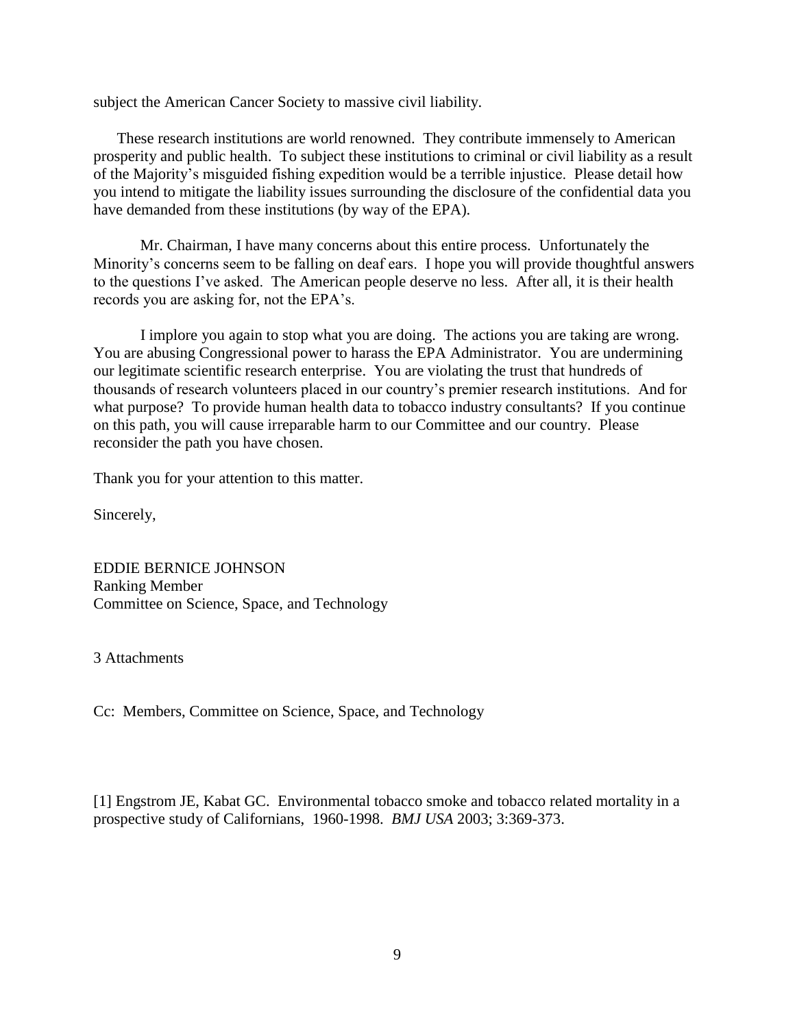subject the American Cancer Society to massive civil liability.

These research institutions are world renowned. They contribute immensely to American prosperity and public health. To subject these institutions to criminal or civil liability as a result of the Majority's misguided fishing expedition would be a terrible injustice. Please detail how you intend to mitigate the liability issues surrounding the disclosure of the confidential data you have demanded from these institutions (by way of the EPA).

Mr. Chairman, I have many concerns about this entire process. Unfortunately the Minority's concerns seem to be falling on deaf ears. I hope you will provide thoughtful answers to the questions I've asked. The American people deserve no less. After all, it is their health records you are asking for, not the EPA's.

I implore you again to stop what you are doing. The actions you are taking are wrong. You are abusing Congressional power to harass the EPA Administrator. You are undermining our legitimate scientific research enterprise. You are violating the trust that hundreds of thousands of research volunteers placed in our country's premier research institutions. And for what purpose? To provide human health data to tobacco industry consultants? If you continue on this path, you will cause irreparable harm to our Committee and our country. Please reconsider the path you have chosen.

Thank you for your attention to this matter.

Sincerely,

EDDIE BERNICE JOHNSON
Ranking Member
Committee on Science, Space, and Technology

3 Attachments

Cc: Members, Committee on Science, Space, and Technology

[1] Engstrom JE, Kabat GC. Environmental tobacco smoke and tobacco related mortality in a prospective study of Californians, 1960-1998. *BMJ USA* 2003; 3:369-373.